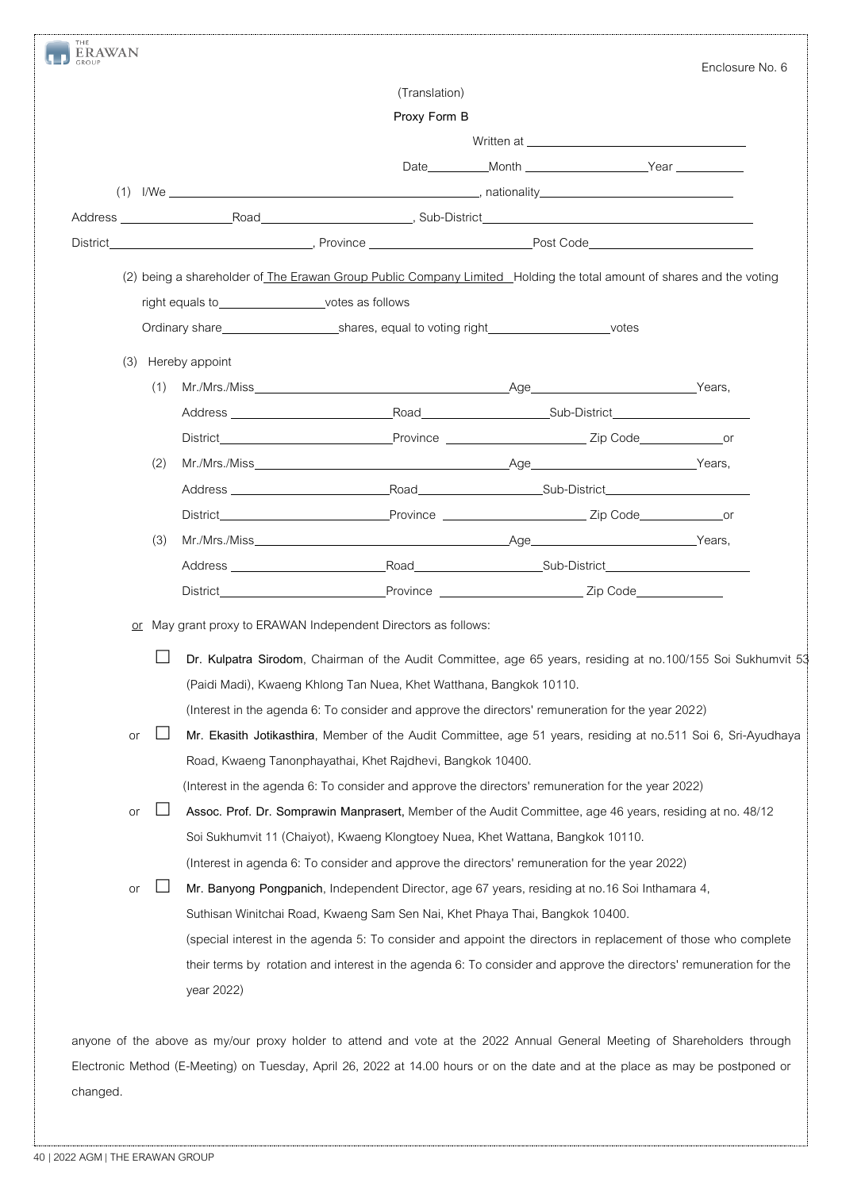Enclosure No. 6

(Translation)

**Proxy Form B**

Written at ____________________

Date________Month ______________Year __________

(1) I/We ______________________________________, nationality________________________

Address ________________Road_____________________, Sub-District_____________________________________

District____________________________, Province ______________________Post Code_______________________

(2) being a shareholder of The Erawan Group Public Company Limited Holding the total amount of shares and the voting right equals to________________votes as follows

Ordinary share_________________shares, equal to voting right__________________votes

(3) Hereby appoint

(1) Mr./Mrs./Miss_______________________________________Age_______________________Years,

Address ______________________Road__________________Sub-District____________________

District_________________________Province ____________________ Zip Code____________or

(2) Mr./Mrs./Miss_______________________________________Age_______________________Years,

Address ______________________Road__________________Sub-District____________________

District_________________________Province ____________________ Zip Code____________or

(3) Mr./Mrs./Miss_______________________________________Age_______________________Years,

Address ______________________Road__________________Sub-District____________________

District_________________________Province ____________________ Zip Code____________

or May grant proxy to ERAWAN Independent Directors as follows:

☐ **Dr. Kulpatra Sirodom**, Chairman of the Audit Committee, age 65 years, residing at no.100/155 Soi Sukhumvit 53 (Paidi Madi), Kwaeng Khlong Tan Nuea, Khet Watthana, Bangkok 10110.
(Interest in the agenda 6: To consider and approve the directors' remuneration for the year 2022)

or ☐ **Mr. Ekasith Jotikasthira**, Member of the Audit Committee, age 51 years, residing at no.511 Soi 6, Sri-Ayudhaya Road, Kwaeng Tanonphayathai, Khet Rajdhevi, Bangkok 10400.
(Interest in the agenda 6: To consider and approve the directors' remuneration for the year 2022)

or ☐ **Assoc. Prof. Dr. Somprawin Manprasert,** Member of the Audit Committee, age 46 years, residing at no. 48/12 Soi Sukhumvit 11 (Chaiyot), Kwaeng Klongtoey Nuea, Khet Wattana, Bangkok 10110.
(Interest in agenda 6: To consider and approve the directors' remuneration for the year 2022)

or ☐ **Mr. Banyong Pongpanich**, Independent Director, age 67 years, residing at no.16 Soi Inthamara 4, Suthisan Winitchai Road, Kwaeng Sam Sen Nai, Khet Phaya Thai, Bangkok 10400.
(special interest in the agenda 5: To consider and appoint the directors in replacement of those who complete their terms by rotation and interest in the agenda 6: To consider and approve the directors' remuneration for the year 2022)

anyone of the above as my/our proxy holder to attend and vote at the 2022 Annual General Meeting of Shareholders through Electronic Method (E-Meeting) on Tuesday, April 26, 2022 at 14.00 hours or on the date and at the place as may be postponed or changed.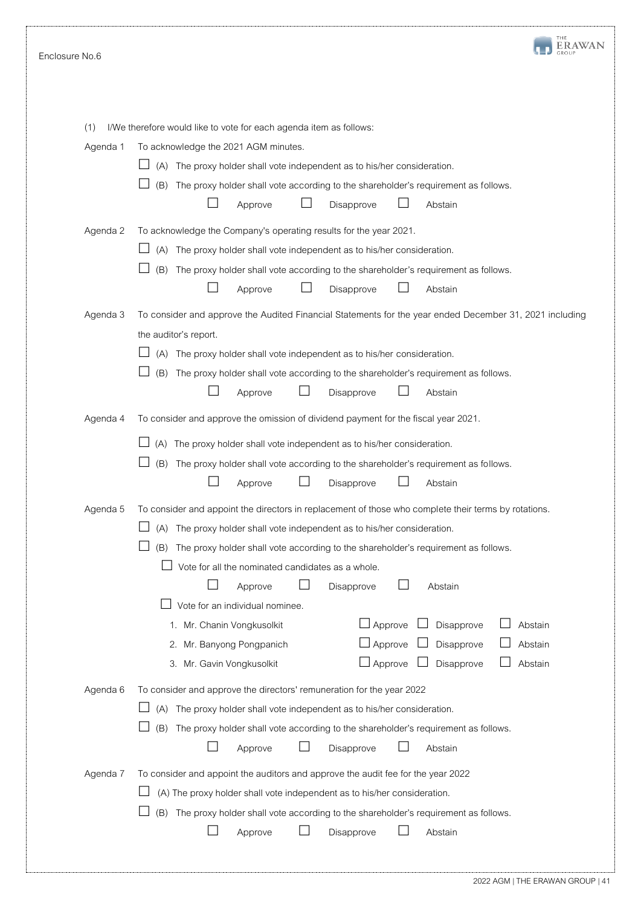Enclosure No.6

(1) I/We therefore would like to vote for each agenda item as follows:

**Agenda 1** To acknowledge the 2021 AGM minutes.

☐ (A) The proxy holder shall vote independent as to his/her consideration.

☐ (B) The proxy holder shall vote according to the shareholder's requirement as follows.

☐ Approve ☐ Disapprove ☐ Abstain

**Agenda 2** To acknowledge the Company's operating results for the year 2021.

☐ (A) The proxy holder shall vote independent as to his/her consideration.

☐ (B) The proxy holder shall vote according to the shareholder's requirement as follows.

☐ Approve ☐ Disapprove ☐ Abstain

**Agenda 3** To consider and approve the Audited Financial Statements for the year ended December 31, 2021 including the auditor's report.

☐ (A) The proxy holder shall vote independent as to his/her consideration.

☐ (B) The proxy holder shall vote according to the shareholder's requirement as follows.

☐ Approve ☐ Disapprove ☐ Abstain

**Agenda 4** To consider and approve the omission of dividend payment for the fiscal year 2021.

☐ (A) The proxy holder shall vote independent as to his/her consideration.

☐ (B) The proxy holder shall vote according to the shareholder's requirement as follows.

☐ Approve ☐ Disapprove ☐ Abstain

**Agenda 5** To consider and appoint the directors in replacement of those who complete their terms by rotations.

☐ (A) The proxy holder shall vote independent as to his/her consideration.

☐ (B) The proxy holder shall vote according to the shareholder's requirement as follows.

☐ Vote for all the nominated candidates as a whole.

☐ Approve ☐ Disapprove ☐ Abstain

☐ Vote for an individual nominee.

1. Mr. Chanin Vongkusolkit ☐ Approve ☐ Disapprove ☐ Abstain
2. Mr. Banyong Pongpanich ☐ Approve ☐ Disapprove ☐ Abstain
3. Mr. Gavin Vongkusolkit ☐ Approve ☐ Disapprove ☐ Abstain

**Agenda 6** To consider and approve the directors' remuneration for the year 2022

☐ (A) The proxy holder shall vote independent as to his/her consideration.

☐ (B) The proxy holder shall vote according to the shareholder's requirement as follows.

☐ Approve ☐ Disapprove ☐ Abstain

**Agenda 7** To consider and appoint the auditors and approve the audit fee for the year 2022

☐ (A) The proxy holder shall vote independent as to his/her consideration.

☐ (B) The proxy holder shall vote according to the shareholder's requirement as follows.

☐ Approve ☐ Disapprove ☐ Abstain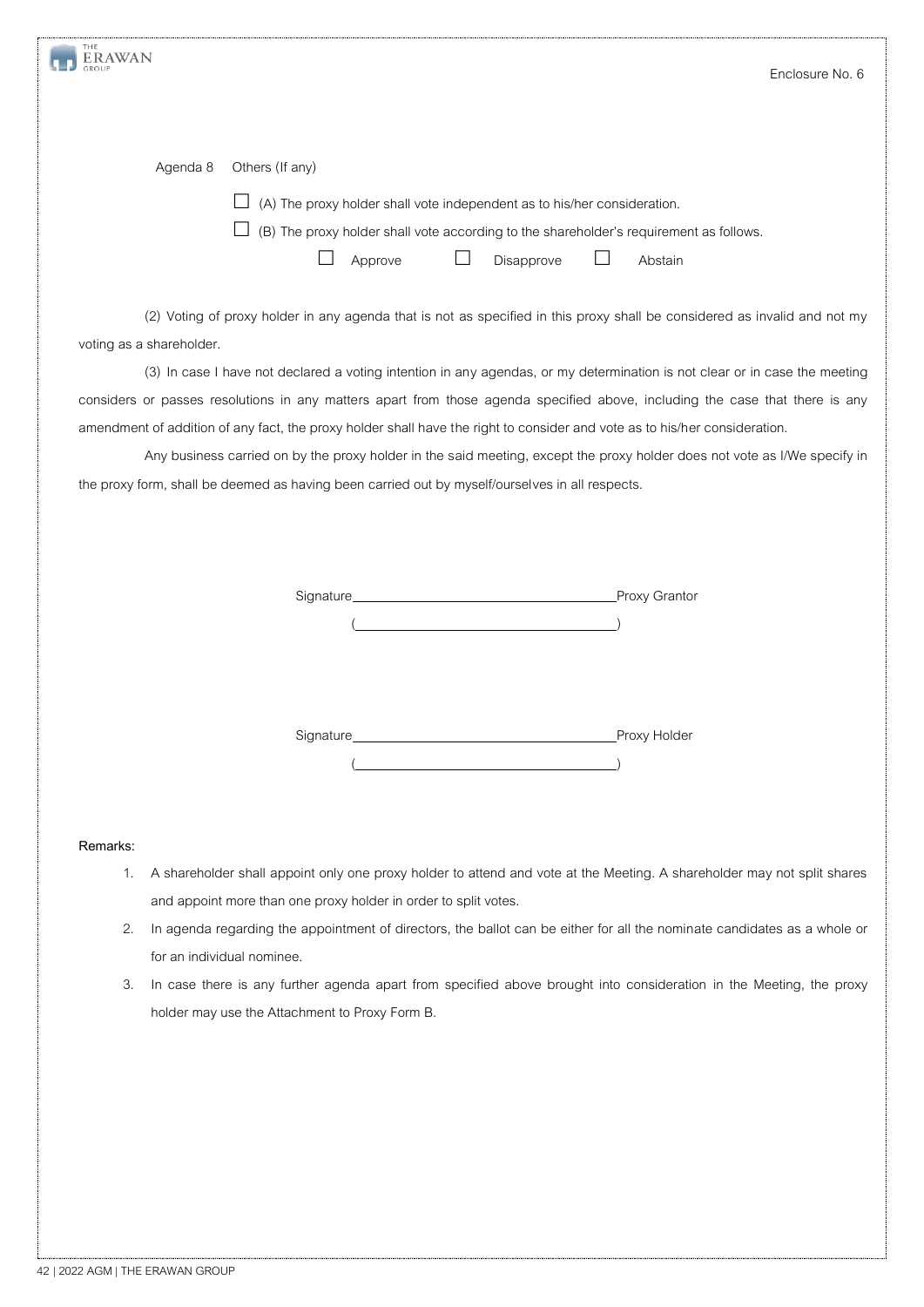Enclosure No. 6

Agenda 8 Others (If any)

☐ (A) The proxy holder shall vote independent as to his/her consideration.

☐ (B) The proxy holder shall vote according to the shareholder's requirement as follows.

☐ Approve ☐ Disapprove ☐ Abstain

(2) Voting of proxy holder in any agenda that is not as specified in this proxy shall be considered as invalid and not my voting as a shareholder.

(3) In case I have not declared a voting intention in any agendas, or my determination is not clear or in case the meeting considers or passes resolutions in any matters apart from those agenda specified above, including the case that there is any amendment of addition of any fact, the proxy holder shall have the right to consider and vote as to his/her consideration.

Any business carried on by the proxy holder in the said meeting, except the proxy holder does not vote as I/We specify in the proxy form, shall be deemed as having been carried out by myself/ourselves in all respects.

Signature\_\_\_\_\_\_\_\_\_\_\_\_\_\_\_\_\_\_\_\_\_\_\_\_\_\_\_\_\_\_\_\_Proxy Grantor

(\_\_\_\_\_\_\_\_\_\_\_\_\_\_\_\_\_\_\_\_\_\_\_\_\_\_\_\_\_\_\_\_)

Signature\_\_\_\_\_\_\_\_\_\_\_\_\_\_\_\_\_\_\_\_\_\_\_\_\_\_\_\_\_\_\_\_Proxy Holder

(\_\_\_\_\_\_\_\_\_\_\_\_\_\_\_\_\_\_\_\_\_\_\_\_\_\_\_\_\_\_\_\_)

**Remarks:**

1. A shareholder shall appoint only one proxy holder to attend and vote at the Meeting. A shareholder may not split shares and appoint more than one proxy holder in order to split votes.
2. In agenda regarding the appointment of directors, the ballot can be either for all the nominate candidates as a whole or for an individual nominee.
3. In case there is any further agenda apart from specified above brought into consideration in the Meeting, the proxy holder may use the Attachment to Proxy Form B.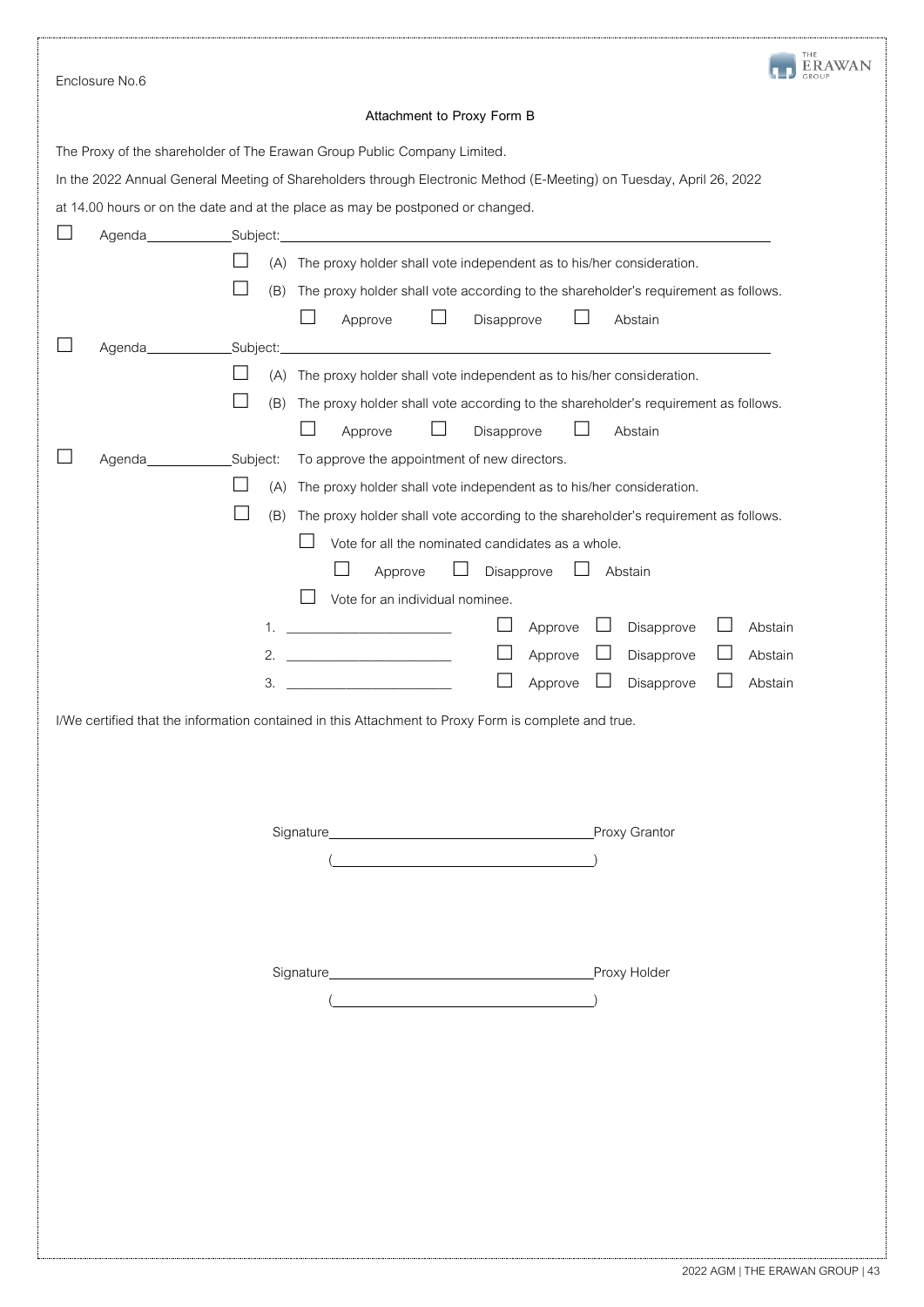Enclosure No.6

### Attachment to Proxy Form B

The Proxy of the shareholder of The Erawan Group Public Company Limited.

In the 2022 Annual General Meeting of Shareholders through Electronic Method (E-Meeting) on Tuesday, April 26, 2022 at 14.00 hours or on the date and at the place as may be postponed or changed.

☐ Agenda\_\_\_\_\_\_\_\_\_\_ Subject:\_\_\_\_\_\_\_\_\_\_\_\_\_\_\_\_\_\_\_\_\_\_\_\_\_\_\_\_\_\_\_\_\_\_\_\_\_\_\_\_

- ☐ (A) The proxy holder shall vote independent as to his/her consideration.
- ☐ (B) The proxy holder shall vote according to the shareholder's requirement as follows.
  - ☐ Approve ☐ Disapprove ☐ Abstain

☐ Agenda\_\_\_\_\_\_\_\_\_\_ Subject:\_\_\_\_\_\_\_\_\_\_\_\_\_\_\_\_\_\_\_\_\_\_\_\_\_\_\_\_\_\_\_\_\_\_\_\_\_\_\_\_

- ☐ (A) The proxy holder shall vote independent as to his/her consideration.
- ☐ (B) The proxy holder shall vote according to the shareholder's requirement as follows.
  - ☐ Approve ☐ Disapprove ☐ Abstain

☐ Agenda\_\_\_\_\_\_\_\_\_\_ Subject: To approve the appointment of new directors.

- ☐ (A) The proxy holder shall vote independent as to his/her consideration.
- ☐ (B) The proxy holder shall vote according to the shareholder's requirement as follows.
  - ☐ Vote for all the nominated candidates as a whole.
    - ☐ Approve ☐ Disapprove ☐ Abstain
  - ☐ Vote for an individual nominee.
    1. \_\_\_\_\_\_\_\_\_\_\_\_\_\_\_\_\_\_\_\_ ☐ Approve ☐ Disapprove ☐ Abstain
    2. \_\_\_\_\_\_\_\_\_\_\_\_\_\_\_\_\_\_\_\_ ☐ Approve ☐ Disapprove ☐ Abstain
    3. \_\_\_\_\_\_\_\_\_\_\_\_\_\_\_\_\_\_\_\_ ☐ Approve ☐ Disapprove ☐ Abstain

I/We certified that the information contained in this Attachment to Proxy Form is complete and true.

Signature\_\_\_\_\_\_\_\_\_\_\_\_\_\_\_\_\_\_\_\_\_\_\_\_\_\_\_\_\_\_Proxy Grantor

(\_\_\_\_\_\_\_\_\_\_\_\_\_\_\_\_\_\_\_\_\_\_\_\_\_\_\_\_\_\_)

Signature\_\_\_\_\_\_\_\_\_\_\_\_\_\_\_\_\_\_\_\_\_\_\_\_\_\_\_\_\_\_Proxy Holder

(\_\_\_\_\_\_\_\_\_\_\_\_\_\_\_\_\_\_\_\_\_\_\_\_\_\_\_\_\_\_)